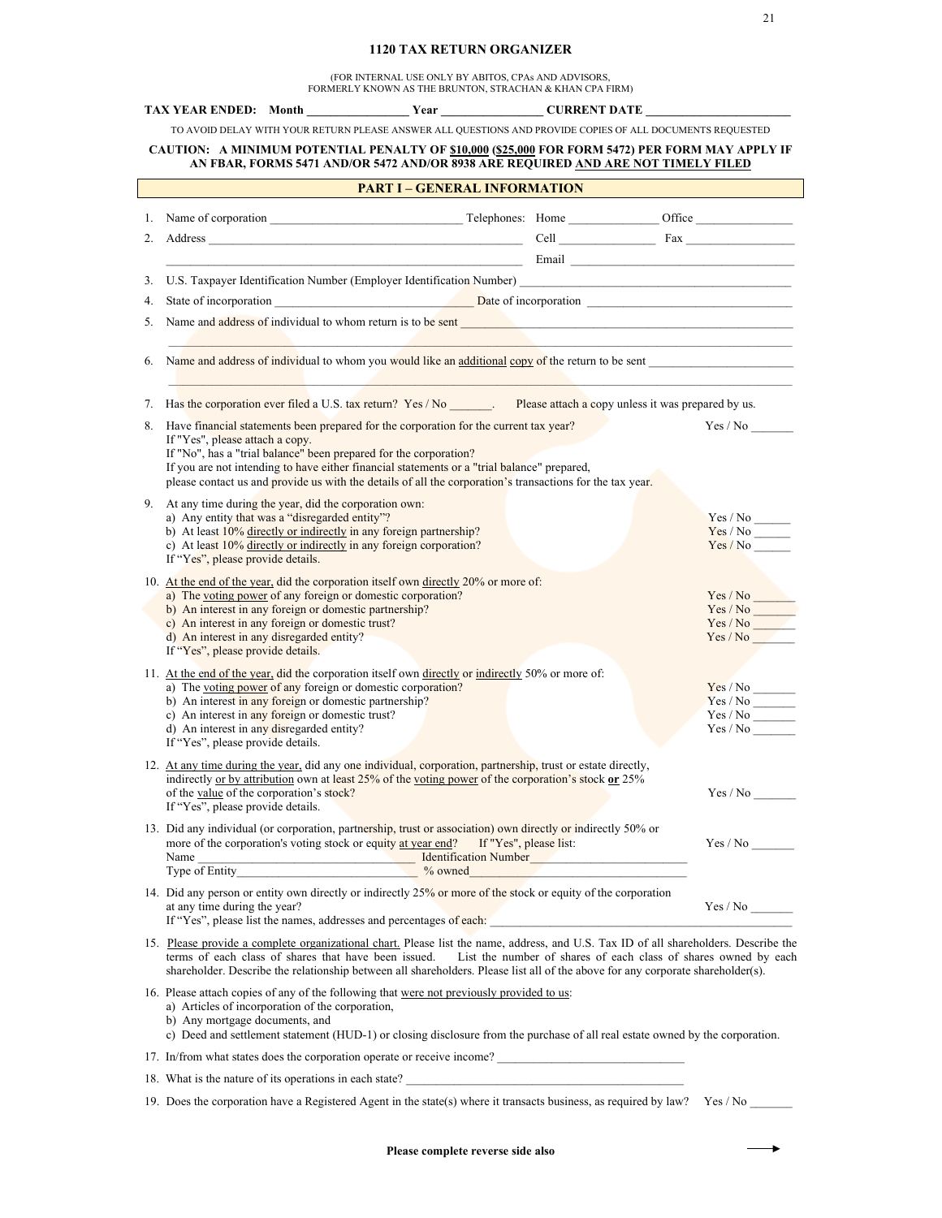# 1120 TAX RETURN ORGANIZER

(FOR INTERNAL USE ONLY BY ABITOS, CPAs AND ADVISORS, FORMERLY KNOWN AS THE BRUNTON, STRACHAN & KHAN CPA FIRM)

**TAX YEAR ENDED: Month ________________ Year ________________ CURRENT DATE _______________________**

TO AVOID DELAY WITH YOUR RETURN PLEASE ANSWER ALL QUESTIONS AND PROVIDE COPIES OF ALL DOCUMENTS REQUESTED

**CAUTION: A MINIMUM POTENTIAL PENALTY OF $10,000 ($25,000 FOR FORM 5472) PER FORM MAY APPLY IF AN FBAR, FORMS 5471 AND/OR 5472 AND/OR 8938 ARE REQUIRED AND ARE NOT TIMELY FILED**

## PART I – GENERAL INFORMATION

1. Name of corporation ______________________________ Telephones: Home ______________ Office _______________
2. Address ________________________________________________ Cell _______________ Fax _________________
   ________________________________________________ Email _____________________________________
3. U.S. Taxpayer Identification Number (Employer Identification Number) ___________________________________________
4. State of incorporation _______________________________ Date of incorporation _______________________________
5. Name and address of individual to whom return is to be sent ___________________________________________________
   _________________________________________________________________________________________________
6. Name and address of individual to whom you would like an additional copy of the return to be sent _______________________
   _________________________________________________________________________________________________
7. Has the corporation ever filed a U.S. tax return? Yes / No _______. Please attach a copy unless it was prepared by us.
8. Have financial statements been prepared for the corporation for the current tax year? Yes / No _______
   If "Yes", please attach a copy.
   If "No", has a "trial balance" been prepared for the corporation?
   If you are not intending to have either financial statements or a "trial balance" prepared, please contact us and provide us with the details of all the corporation's transactions for the tax year.
9. At any time during the year, did the corporation own:
   a) Any entity that was a "disregarded entity"? Yes / No ______
   b) At least 10% directly or indirectly in any foreign partnership? Yes / No ______
   c) At least 10% directly or indirectly in any foreign corporation? Yes / No ______
   If "Yes", please provide details.
10. At the end of the year, did the corporation itself own directly 20% or more of:
    a) The voting power of any foreign or domestic corporation? Yes / No _______
    b) An interest in any foreign or domestic partnership? Yes / No _______
    c) An interest in any foreign or domestic trust? Yes / No _______
    d) An interest in any disregarded entity? Yes / No _______
    If "Yes", please provide details.
11. At the end of the year, did the corporation itself own directly or indirectly 50% or more of:
    a) The voting power of any foreign or domestic corporation? Yes / No _______
    b) An interest in any foreign or domestic partnership? Yes / No _______
    c) An interest in any foreign or domestic trust? Yes / No _______
    d) An interest in any disregarded entity? Yes / No _______
    If "Yes", please provide details.
12. At any time during the year, did any one individual, corporation, partnership, trust or estate directly, indirectly or by attribution own at least 25% of the voting power of the corporation's stock **or** 25% of the value of the corporation's stock? Yes / No _______
    If "Yes", please provide details.
13. Did any individual (or corporation, partnership, trust or association) own directly or indirectly 50% or more of the corporation's voting stock or equity at year end? If "Yes", please list: Yes / No _______
    Name ________________________________ Identification Number________________________
    Type of Entity_____________________________ % owned______________________________
14. Did any person or entity own directly or indirectly 25% or more of the stock or equity of the corporation at any time during the year? Yes / No _______
    If "Yes", please list the names, addresses and percentages of each: _______________________________________________
15. Please provide a complete organizational chart. Please list the name, address, and U.S. Tax ID of all shareholders. Describe the terms of each class of shares that have been issued. List the number of shares of each class of shares owned by each shareholder. Describe the relationship between all shareholders. Please list all of the above for any corporate shareholder(s).
16. Please attach copies of any of the following that were not previously provided to us:
    a) Articles of incorporation of the corporation,
    b) Any mortgage documents, and
    c) Deed and settlement statement (HUD-1) or closing disclosure from the purchase of all real estate owned by the corporation.
17. In/from what states does the corporation operate or receive income? ______________________________
18. What is the nature of its operations in each state? ____________________________________________
19. Does the corporation have a Registered Agent in the state(s) where it transacts business, as required by law? Yes / No _______

**Please complete reverse side also** →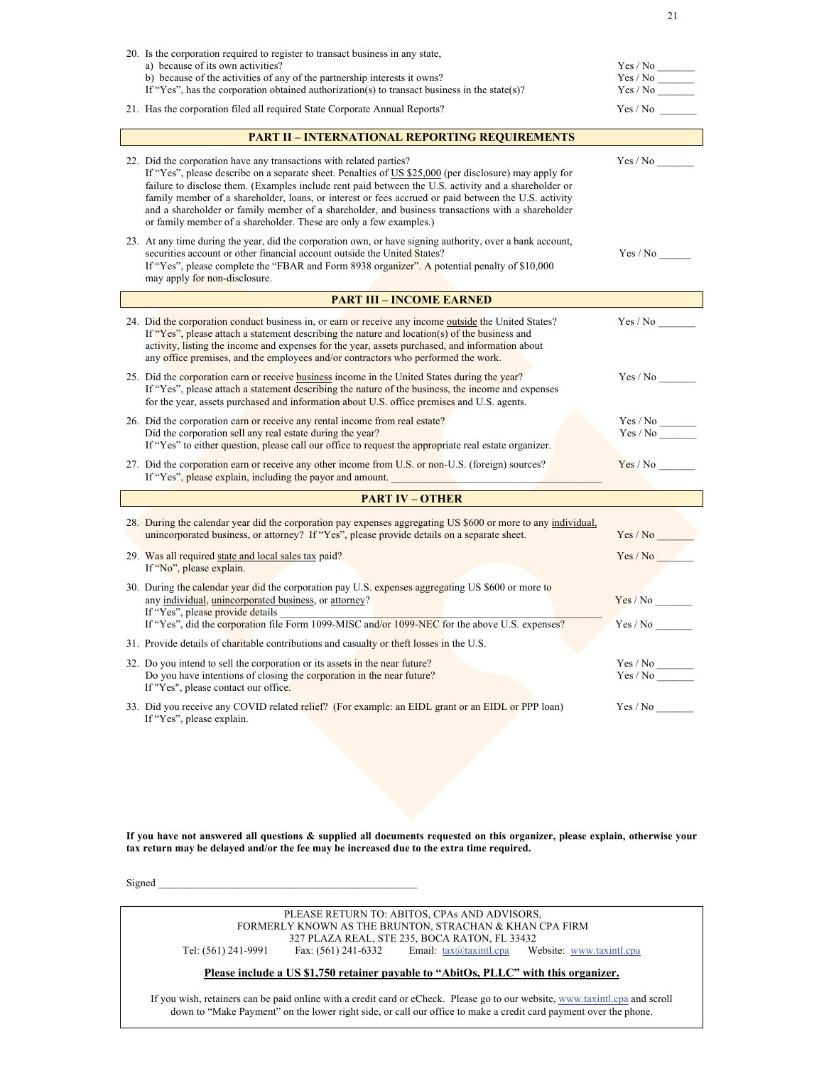20. Is the corporation required to register to transact business in any state,
    a) because of its own activities? Yes / No _______
    b) because of the activities of any of the partnership interests it owns? Yes / No _______
    If "Yes", has the corporation obtained authorization(s) to transact business in the state(s)? Yes / No _______

21. Has the corporation filed all required State Corporate Annual Reports? Yes / No _______

## PART II – INTERNATIONAL REPORTING REQUIREMENTS

22. Did the corporation have any transactions with related parties? Yes / No _______
    If "Yes", please describe on a separate sheet. Penalties of US $25,000 (per disclosure) may apply for failure to disclose them. (Examples include rent paid between the U.S. activity and a shareholder or family member of a shareholder, loans, or interest or fees accrued or paid between the U.S. activity and a shareholder or family member of a shareholder, and business transactions with a shareholder or family member of a shareholder. These are only a few examples.)

23. At any time during the year, did the corporation own, or have signing authority, over a bank account, securities account or other financial account outside the United States? Yes / No ______
    If "Yes", please complete the "FBAR and Form 8938 organizer". A potential penalty of $10,000 may apply for non-disclosure.

## PART III – INCOME EARNED

24. Did the corporation conduct business in, or earn or receive any income outside the United States? Yes / No _______
    If "Yes", please attach a statement describing the nature and location(s) of the business and activity, listing the income and expenses for the year, assets purchased, and information about any office premises, and the employees and/or contractors who performed the work.

25. Did the corporation earn or receive business income in the United States during the year? Yes / No _______
    If "Yes", please attach a statement describing the nature of the business, the income and expenses for the year, assets purchased and information about U.S. office premises and U.S. agents.

26. Did the corporation earn or receive any rental income from real estate? Yes / No _______
    Did the corporation sell any real estate during the year? Yes / No _______
    If "Yes" to either question, please call our office to request the appropriate real estate organizer.

27. Did the corporation earn or receive any other income from U.S. or non-U.S. (foreign) sources? Yes / No _______
    If "Yes", please explain, including the payor and amount. ________________________________________

## PART IV – OTHER

28. During the calendar year did the corporation pay expenses aggregating US $600 or more to any individual, unincorporated business, or attorney? If "Yes", please provide details on a separate sheet. Yes / No _______

29. Was all required state and local sales tax paid? Yes / No _______
    If "No", please explain.

30. During the calendar year did the corporation pay U.S. expenses aggregating US $600 or more to any individual, unincorporated business, or attorney? Yes / No _______
    If "Yes", please provide details ________________________________________
    If "Yes", did the corporation file Form 1099-MISC and/or 1099-NEC for the above U.S. expenses? Yes / No _______

31. Provide details of charitable contributions and casualty or theft losses in the U.S.

32. Do you intend to sell the corporation or its assets in the near future? Yes / No _______
    Do you have intentions of closing the corporation in the near future? Yes / No _______
    If "Yes", please contact our office.

33. Did you receive any COVID related relief? (For example: an EIDL grant or an EIDL or PPP loan) Yes / No _______
    If "Yes", please explain.

**If you have not answered all questions & supplied all documents requested on this organizer, please explain, otherwise your tax return may be delayed and/or the fee may be increased due to the extra time required.**

Signed ________________________________________________

PLEASE RETURN TO: ABITOS, CPAs AND ADVISORS,
FORMERLY KNOWN AS THE BRUNTON, STRACHAN & KHAN CPA FIRM
327 PLAZA REAL, STE 235, BOCA RATON, FL 33432
Tel: (561) 241-9991 Fax: (561) 241-6332 Email: tax@taxintl.cpa Website: www.taxintl.cpa

**Please include a US $1,750 retainer payable to "AbitOs, PLLC" with this organizer.**

If you wish, retainers can be paid online with a credit card or eCheck. Please go to our website, www.taxintl.cpa and scroll down to "Make Payment" on the lower right side, or call our office to make a credit card payment over the phone.